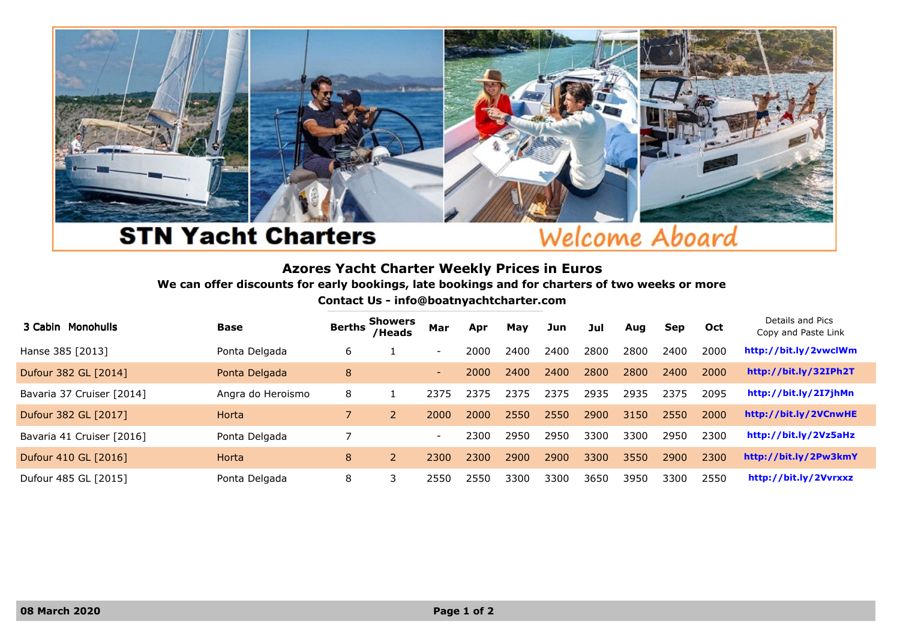STN Yacht Charters

Welcome Aboard

## Azores Yacht Charter Weekly Prices in Euros

**We can offer discounts for early bookings, late bookings and for charters of two weeks or more**

**Contact Us - info@boatnyachtcharter.com**

| 3 Cabin Monohulls | Base | Berths | Showers /Heads | Mar | Apr | May | Jun | Jul | Aug | Sep | Oct | Details and Pics Copy and Paste Link |
|---|---|---|---|---|---|---|---|---|---|---|---|---|
| Hanse 385 [2013] | Ponta Delgada | 6 | 1 | - | 2000 | 2400 | 2400 | 2800 | 2800 | 2400 | 2000 | http://bit.ly/2vwclWm |
| Dufour 382 GL [2014] | Ponta Delgada | 8 | | - | 2000 | 2400 | 2400 | 2800 | 2800 | 2400 | 2000 | http://bit.ly/32IPh2T |
| Bavaria 37 Cruiser [2014] | Angra do Heroismo | 8 | 1 | 2375 | 2375 | 2375 | 2375 | 2935 | 2935 | 2375 | 2095 | http://bit.ly/2I7jhMn |
| Dufour 382 GL [2017] | Horta | 7 | 2 | 2000 | 2000 | 2550 | 2550 | 2900 | 3150 | 2550 | 2000 | http://bit.ly/2VCnwHE |
| Bavaria 41 Cruiser [2016] | Ponta Delgada | 7 | | - | 2300 | 2950 | 2950 | 3300 | 3300 | 2950 | 2300 | http://bit.ly/2Vz5aHz |
| Dufour 410 GL [2016] | Horta | 8 | 2 | 2300 | 2300 | 2900 | 2900 | 3300 | 3550 | 2900 | 2300 | http://bit.ly/2Pw3kmY |
| Dufour 485 GL [2015] | Ponta Delgada | 8 | 3 | 2550 | 2550 | 3300 | 3300 | 3650 | 3950 | 3300 | 2550 | http://bit.ly/2Vvrxxz |

**08 March 2020**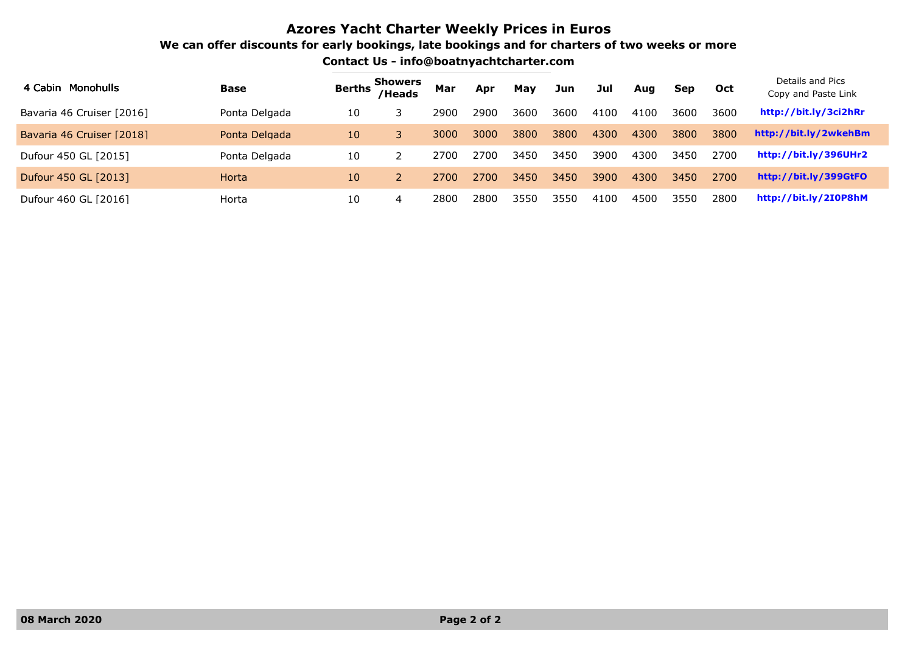# Azores Yacht Charter Weekly Prices in Euros

**We can offer discounts for early bookings, late bookings and for charters of two weeks or more**

**Contact Us - info@boatnyachtcharter.com**

| 4 Cabin Monohulls | Base | Berths | Showers /Heads | Mar | Apr | May | Jun | Jul | Aug | Sep | Oct | Details and Pics Copy and Paste Link |
|---|---|---|---|---|---|---|---|---|---|---|---|---|
| Bavaria 46 Cruiser [2016] | Ponta Delgada | 10 | 3 | 2900 | 2900 | 3600 | 3600 | 4100 | 4100 | 3600 | 3600 | http://bit.ly/3ci2hRr |
| Bavaria 46 Cruiser [2018] | Ponta Delgada | 10 | 3 | 3000 | 3000 | 3800 | 3800 | 4300 | 4300 | 3800 | 3800 | http://bit.ly/2wkehBm |
| Dufour 450 GL [2015] | Ponta Delgada | 10 | 2 | 2700 | 2700 | 3450 | 3450 | 3900 | 4300 | 3450 | 2700 | http://bit.ly/396UHr2 |
| Dufour 450 GL [2013] | Horta | 10 | 2 | 2700 | 2700 | 3450 | 3450 | 3900 | 4300 | 3450 | 2700 | http://bit.ly/399GtFO |
| Dufour 460 GL [2016] | Horta | 10 | 4 | 2800 | 2800 | 3550 | 3550 | 4100 | 4500 | 3550 | 2800 | http://bit.ly/2I0P8hM |

**08 March 2020**